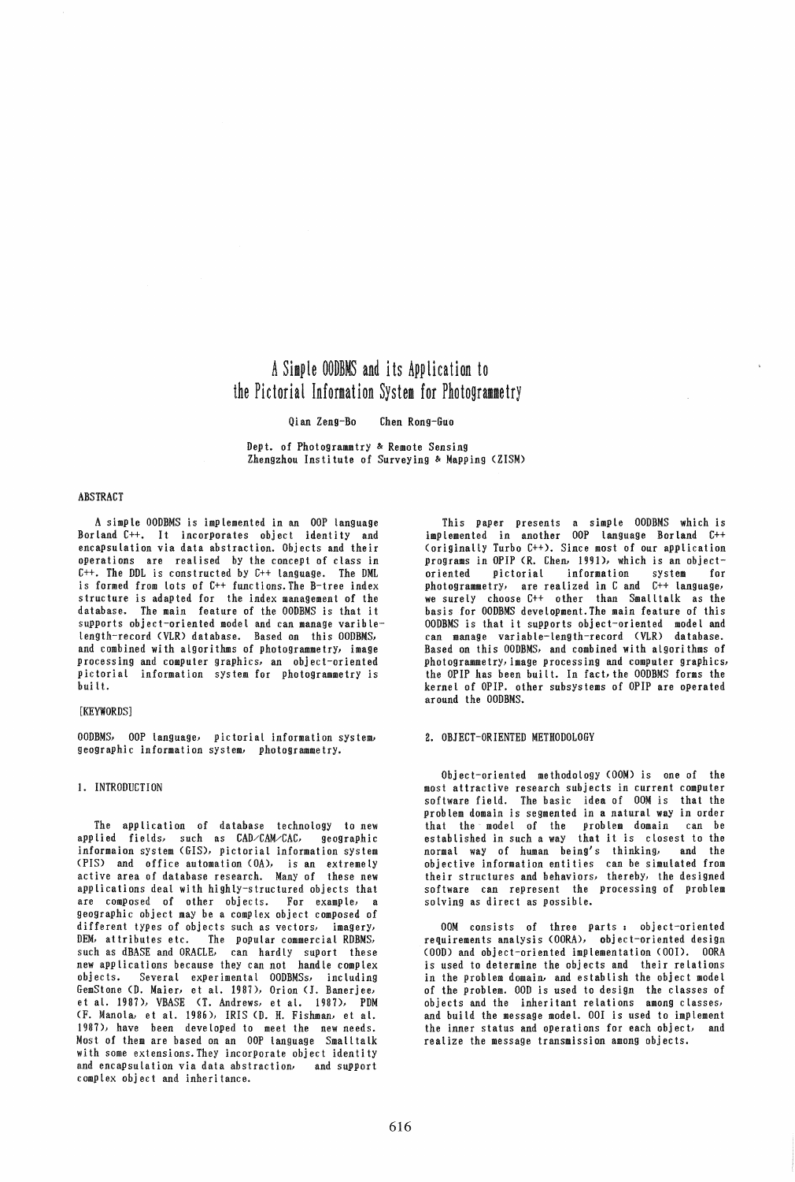# A Simple OODBMS and its Application to the Pictorial Information System for Photogrammetry

Qian Zeng-Bo Chen Rong-Guo

Dept. of Photogrammtry & Remote Sensing
Zhengzhou Institute of Surveying & Mapping (ZISM)

## ABSTRACT

A simple OODBMS is implemented in an OOP language Borland C++. It incorporates object identity and encapsulation via data abstraction. Objects and their operations are realised by the concept of class in C++. The DDL is constructed by C++ language. The DML is formed from lots of C++ functions. The B-tree index structure is adapted for the index management of the database. The main feature of the OODBMS is that it supports object-oriented model and can manage varible-length-record (VLR) database. Based on this OODBMS, and combined with algorithms of photogrammetry, image processing and computer graphics, an object-oriented pictorial information system for photogrammetry is built.

## [KEYWORDS]

OODBMS, OOP language, pictorial information system, geographic information system, photogrammetry.

## 1. INTRODUCTION

The application of database technology to new applied fields, such as CAD/CAM/CAC, geographic informaion system (GIS), pictorial information system (PIS) and office automation (OA), is an extremely active area of database research. Many of these new applications deal with highly-structured objects that are composed of other objects. For example, a geographic object may be a complex object composed of different types of objects such as vectors, imagery, DEM, attributes etc. The popular commercial RDBMS, such as dBASE and ORACLE, can hardly suport these new applications because they can not handle complex objects. Several experimental OODBMSs, including GemStone (D. Maier, et al. 1987), Orion (J. Banerjee, et al. 1987), VBASE (T. Andrews, et al. 1987), PDM (F. Manola, et al. 1986), IRIS (D. H. Fishman, et al. 1987), have been developed to meet the new needs. Most of them are based on an OOP language Smalltalk with some extensions. They incorporate object identity and encapsulation via data abstraction, and support complex object and inheritance.

This paper presents a simple OODBMS which is implemented in another OOP language Borland C++ (originally Turbo C++). Since most of our application programs in OPIP (R. Chen, 1991), which is an object-oriented pictorial information system for photogrammetry, are realized in C and C++ language, we surely choose C++ other than Smalltalk as the basis for OODBMS development. The main feature of this OODBMS is that it supports object-oriented model and can manage variable-length-record (VLR) database. Based on this OODBMS, and combined with algorithms of photogrammetry, image processing and computer graphics, the OPIP has been built. In fact, the OODBMS forms the kernel of OPIP. other subsystems of OPIP are operated around the OODBMS.

## 2. OBJECT-ORIENTED METHODOLOGY

Object-oriented methodology (OOM) is one of the most attractive research subjects in current computer software field. The basic idea of OOM is that the problem domain is segmented in a natural way in order that the model of the problem domain can be established in such a way that it is closest to the normal way of human being's thinking, and the objective information entities can be simulated from their structures and behaviors, thereby, the designed software can represent the processing of problem solving as direct as possible.

OOM consists of three parts : object-oriented requirements analysis (OORA), object-oriented design (OOD) and object-oriented implementation (OOI). OORA is used to determine the objects and their relations in the problem domain, and establish the object model of the problem. OOD is used to design the classes of objects and the inheritant relations among classes, and build the message model. OOI is used to implement the inner status and operations for each object, and realize the message transmission among objects.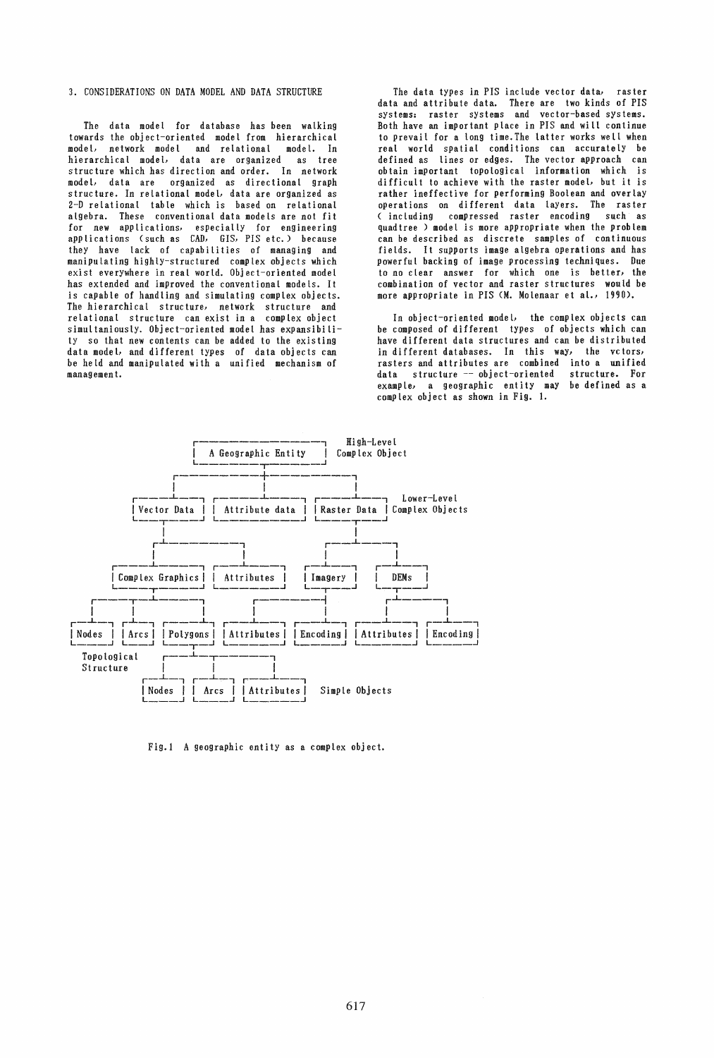3. CONSIDERATIONS ON DATA MODEL AND DATA STRUCTURE

The data model for database has been walking towards the object-oriented model from hierarchical model, network model and relational model. In hierarchical model, data are organized as tree structure which has direction and order. In network model, data are organized as directional graph structure. In relational model, data are organized as 2-D relational table which is based on relational algebra. These conventional data models are not fit for new applications, especially for engineering applications (such as CAD, GIS, PIS etc.) because they have lack of capabilities of managing and manipulating highly-structured complex objects which exist everywhere in real world. Object-oriented model has extended and improved the conventional models. It is capable of handling and simulating complex objects. The hierarchical structure, network structure and relational structure can exist in a complex object simultaniously. Object-oriented model has expansibility so that new contents can be added to the existing data model, and different types of data objects can be held and manipulated with a unified mechanism of management.

The data types in PIS include vector data, raster data and attribute data. There are two kinds of PIS systems: raster systems and vector-based systems. Both have an important place in PIS and will continue to prevail for a long time. The latter works well when real world spatial conditions can accurately be defined as lines or edges. The vector approach can obtain important topological information which is difficult to achieve with the raster model, but it is rather ineffective for performing Boolean and overlay operations on different data layers. The raster (including compressed raster encoding such as quadtree) model is more appropriate when the problem can be described as discrete samples of continuous fields. It supports image algebra operations and has powerful backing of image processing techniques. Due to no clear answer for which one is better, the combination of vector and raster structures would be more appropriate in PIS (M. Molenaar et al., 1990).

In object-oriented model, the complex objects can be composed of different types of objects which can have different data structures and can be distributed in different databases. In this way, the vctors, rasters and attributes are combined into a unified data structure -- object-oriented structure. For example, a geographic entity may be defined as a complex object as shown in Fig. 1.

```
                         +----------------------+   High-Level
                         | A Geographic Entity  |   Complex Object
                         +----------------------+
                                    |
           +------------------------+------------------------+
           |                        |                        |
    +-------------+        +------------------+       +-------------+   Lower-Level
    | Vector Data |        |  Attribute data  |       | Raster Data |   Complex Objects
    +-------------+        +------------------+       +-------------+
           |                                                 |
     +-----+-----------------+                     +---------+---------+
     |                       |                     |                   |
+------------------+  +------------+         +---------+          +------+
| Complex Graphics |  | Attributes |         | Imagery |          | DEMs |
+------------------+  +------------+         +---------+          +------+
     |                                          |                   |
 +---+------+----------+              +---------+---------+      +--+----------+
 |          |          |              |                   |      |             |
+-------+ +------+ +----------+ +------------+ +----------+ +------------+ +----------+
| Nodes | | Arcs | | Polygons | | Attributes | | Encoding | | Attributes | | Encoding |
+-------+ +------+ +----------+ +------------+ +----------+ +------------+ +----------+
Topological            |
Structure      +-------+-------+
               |       |       |
          +-------+ +------+ +------------+
          | Nodes | | Arcs | | Attributes |   Simple Objects
          +-------+ +------+ +------------+
```

Fig.1 A geographic entity as a complex object.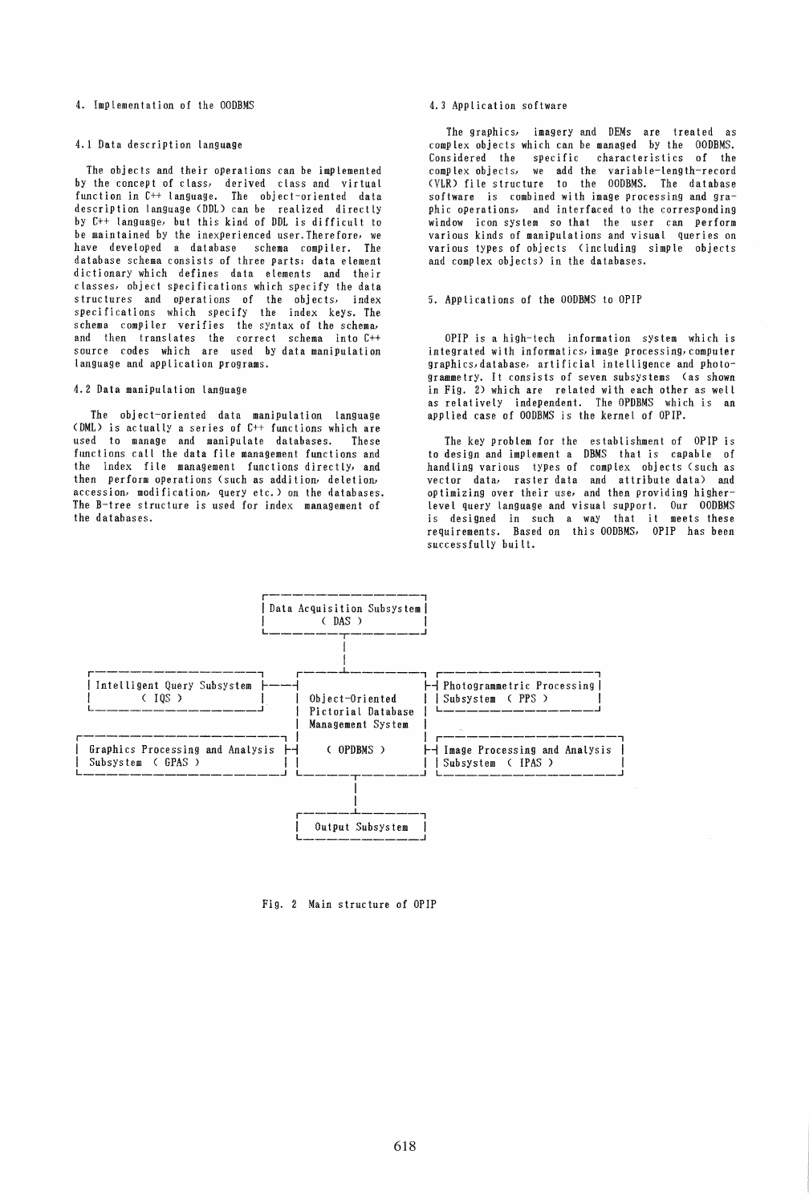## 4. Implementation of the OODBMS

### 4.1 Data description language

The objects and their operations can be implemented by the concept of class, derived class and virtual function in C++ language. The object-oriented data description language (DDL) can be realized directly by C++ language, but this kind of DDL is difficult to be maintained by the inexperienced user. Therefore, we have developed a database schema compiler. The database schema consists of three parts: data element dictionary which defines data elements and their classes, object specifications which specify the data structures and operations of the objects, index specifications which specify the index keys. The schema compiler verifies the syntax of the schema, and then translates the correct schema into C++ source codes which are used by data manipulation language and application programs.

### 4.2 Data manipulation language

The object-oriented data manipulation language (DML) is actually a series of C++ functions which are used to manage and manipulate databases. These functions call the data file management functions and the index file management functions directly, and then perform operations (such as addition, deletion, accession, modification, query etc.) on the databases. The B-tree structure is used for index management of the databases.

### 4.3 Application software

The graphics, imagery and DEMs are treated as complex objects which can be managed by the OODBMS. Considered the specific characteristics of the complex objects, we add the variable-length-record (VLR) file structure to the OODBMS. The database software is combined with image processing and graphic operations, and interfaced to the corresponding window icon system so that the user can perform various kinds of manipulations and visual queries on various types of objects (including simple objects and complex objects) in the databases.

## 5. Applications of the OODBMS to OPIP

OPIP is a high-tech information system which is integrated with informatics, image processing, computer graphics, database, artificial intelligence and photogrammetry. It consists of seven subsystems (as shown in Fig. 2) which are related with each other as well as relatively independent. The OPDBMS which is an applied case of OODBMS is the kernel of OPIP.

The key problem for the establishment of OPIP is to design and implement a DBMS that is capable of handling various types of complex objects (such as vector data, raster data and attribute data) and optimizing over their use, and then providing higher-level query language and visual support. Our OODBMS is designed in such a way that it meets these requirements. Based on this OODBMS, OPIP has been successfully built.

```
                         +----------------------------+
                         | Data Acquisition Subsystem |
                         |          ( DAS )           |
                         +-------------+--------------+
                                       |
+------------------------------+  +----+--------------+  +---------------------------+
| Intelligent Query Subsystem  |--+                   |--| Photogrammetric Processing|
|          ( IQS )             |  | Object-Oriented   |  | Subsystem ( PPS )         |
+------------------------------+  | Pictorial Database|  +---------------------------+
                                  | Management System |
+------------------------------+  |                   |  +---------------------------+
| Graphics Processing and      |--|    ( OPDBMS )     |--| Image Processing and      |
| Analysis Subsystem ( GPAS )  |  |                   |  | Analysis Subsystem ( IPAS)|
+------------------------------+  +----+--------------+  +---------------------------+
                                       |
                              +--------+---------+
                              | Output Subsystem |
                              +------------------+
```

Fig. 2 Main structure of OPIP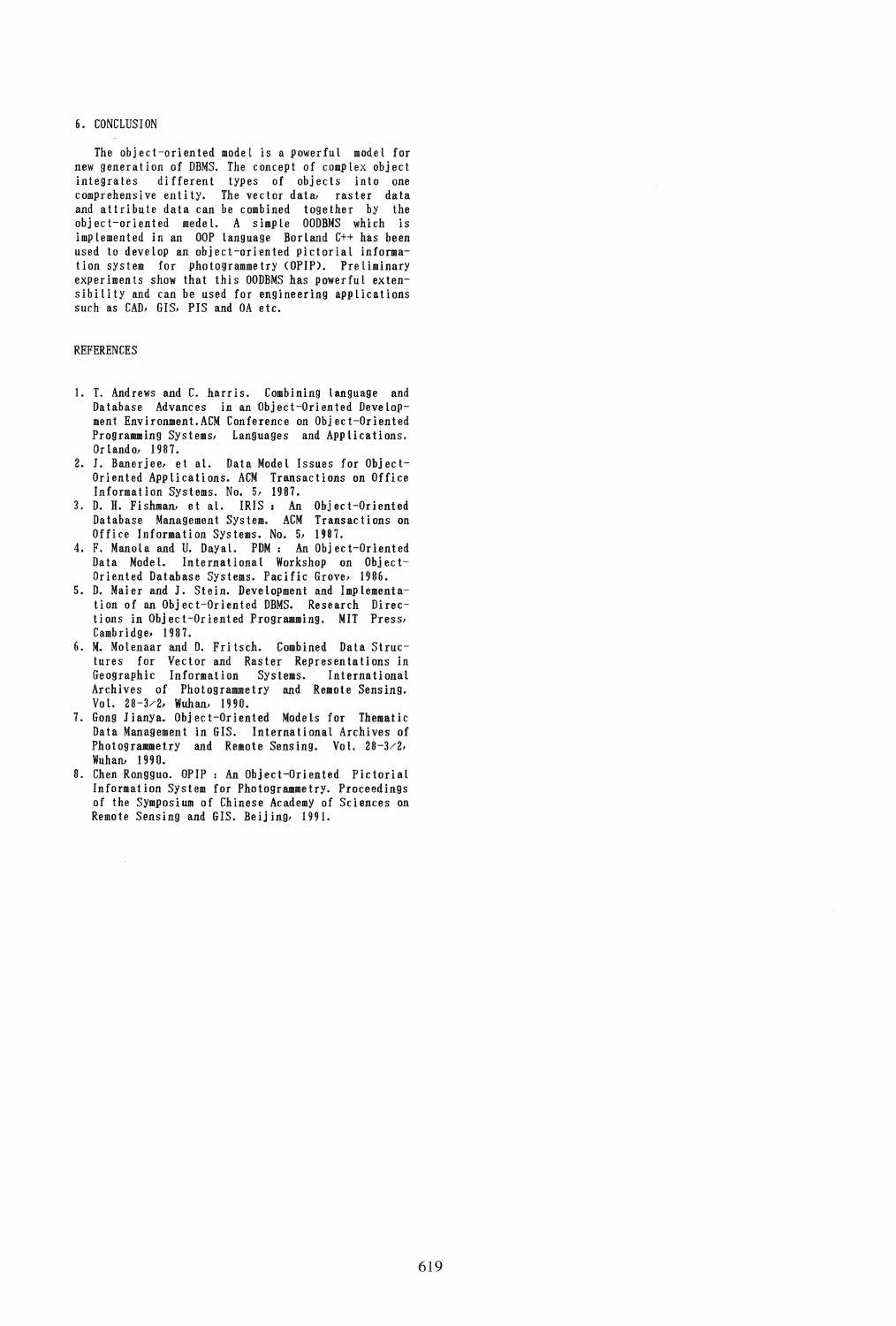## 6. CONCLUSION

The object-oriented model is a powerful model for new generation of DBMS. The concept of complex object integrates different types of objects into one comprehensive entity. The vector data, raster data and attribute data can be combined together by the object-oriented medel. A simple OODBMS which is implemented in an OOP language Borland C++ has been used to develop an object-oriented pictorial information system for photogrammetry (OPIP). Preliminary experiments show that this OODBMS has powerful extensibility and can be used for engineering applications such as CAD, GIS, PIS and OA etc.

## REFERENCES

1. T. Andrews and C. harris. Combining language and Database Advances in an Object-Oriented Development Environment.ACM Conference on Object-Oriented Programming Systems, Languages and Applications. Orlando, 1987.
2. J. Banerjee, et al. Data Model Issues for Object-Oriented Applications. ACM Transactions on Office Information Systems. No. 5, 1987.
3. D. H. Fishman, et al. IRIS : An Object-Oriented Database Management System. ACM Transactions on Office Information Systems. No. 5, 1987.
4. F. Manola and U. Dayal. PDM : An Object-Oriented Data Model. International Workshop on Object-Oriented Database Systems. Pacific Grove, 1986.
5. D. Maier and J. Stein. Development and Implementation of an Object-Oriented DBMS. Research Directions in Object-Oriented Programming. MIT Press, Cambridge, 1987.
6. M. Molenaar and D. Fritsch. Combined Data Structures for Vector and Raster Representations in Geographic Information Systems. International Archives of Photogrammetry and Remote Sensing. Vol. 28-3/2, Wuhan, 1990.
7. Gong Jianya. Object-Oriented Models for Thematic Data Management in GIS. International Archives of Photogrammetry and Remote Sensing. Vol. 28-3/2, Wuhan, 1990.
8. Chen Rongguo. OPIP : An Object-Oriented Pictorial Information System for Photogrammetry. Proceedings of the Symposium of Chinese Academy of Sciences on Remote Sensing and GIS. Beijing, 1991.